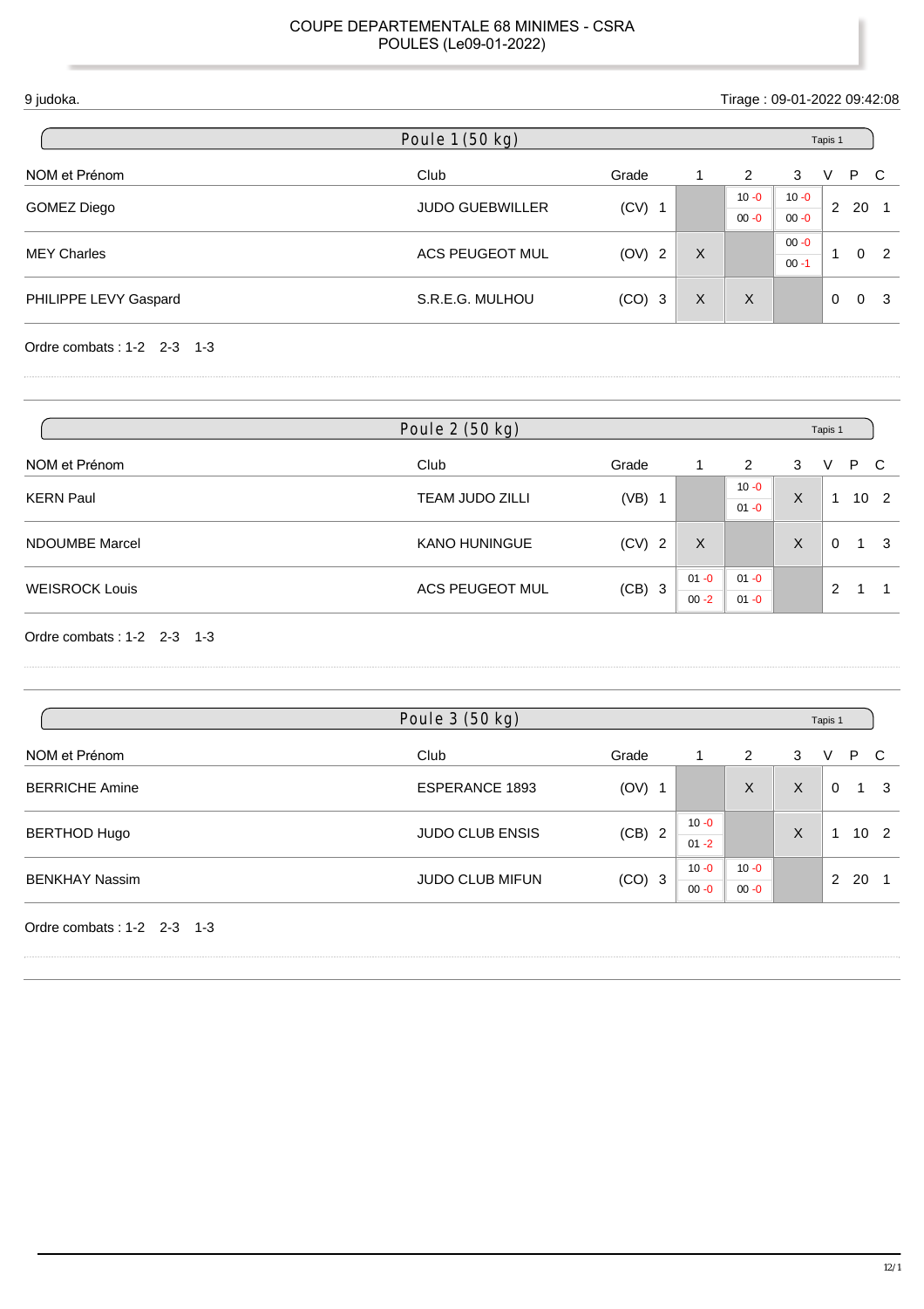# COUPE DEPARTEMENTALE 68 MINIMES - CSRA
## POULES (Le09-01-2022)

9 judoka.

Tirage : 09-01-2022 09:42:08

### Poule 1 (50 kg)

Tapis 1

| NOM et Prénom | Club | Grade | | 1 | 2 | 3 | V | P | C |
|---|---|---|---|---|---|---|---|---|---|
| GOMEZ Diego | JUDO GUEBWILLER | (CV) | 1 | | 10 -0 / 00 -0 | 10 -0 / 00 -0 | 2 | 20 | 1 |
| MEY Charles | ACS PEUGEOT MUL | (OV) | 2 | X | | 00 -0 / 00 -1 | 1 | 0 | 2 |
| PHILIPPE LEVY Gaspard | S.R.E.G. MULHOU | (CO) | 3 | X | X | | 0 | 0 | 3 |

Ordre combats : 1-2 2-3 1-3

### Poule 2 (50 kg)

Tapis 1

| NOM et Prénom | Club | Grade | | 1 | 2 | 3 | V | P | C |
|---|---|---|---|---|---|---|---|---|---|
| KERN Paul | TEAM JUDO ZILLI | (VB) | 1 | | 10 -0 / 01 -0 | X | 1 | 10 | 2 |
| NDOUMBE Marcel | KANO HUNINGUE | (CV) | 2 | X | | X | 0 | 1 | 3 |
| WEISROCK Louis | ACS PEUGEOT MUL | (CB) | 3 | 01 -0 / 00 -2 | 01 -0 / 01 -0 | | 2 | 1 | 1 |

Ordre combats : 1-2 2-3 1-3

### Poule 3 (50 kg)

Tapis 1

| NOM et Prénom | Club | Grade | | 1 | 2 | 3 | V | P | C |
|---|---|---|---|---|---|---|---|---|---|
| BERRICHE Amine | ESPERANCE 1893 | (OV) | 1 | | X | X | 0 | 1 | 3 |
| BERTHOD Hugo | JUDO CLUB ENSIS | (CB) | 2 | 10 -0 / 01 -2 | | X | 1 | 10 | 2 |
| BENKHAY Nassim | JUDO CLUB MIFUN | (CO) | 3 | 10 -0 / 00 -0 | 10 -0 / 00 -0 | | 2 | 20 | 1 |

Ordre combats : 1-2 2-3 1-3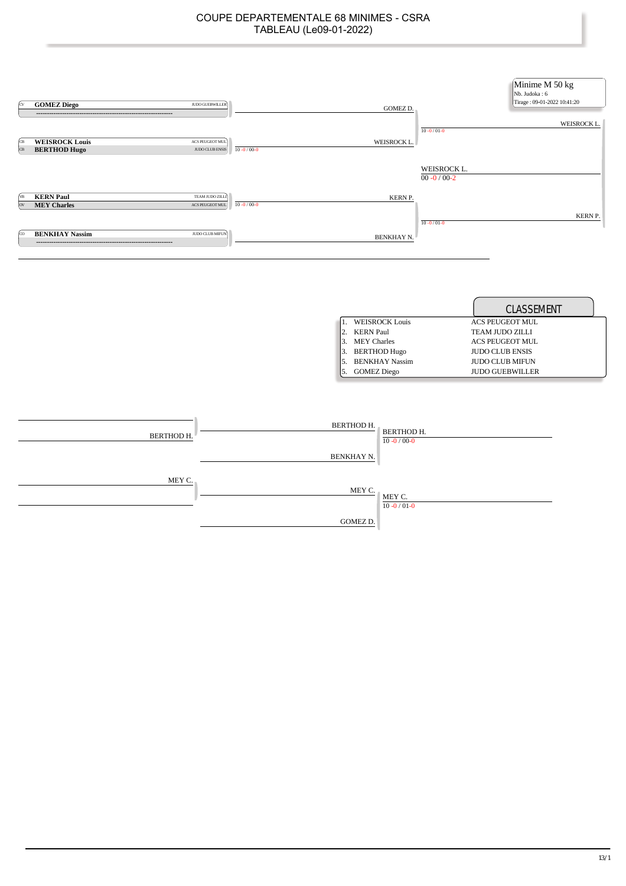# COUPE DEPARTEMENTALE 68 MINIMES - CSRA
## TABLEAU (Le09-01-2022)

**Minime M 50 kg**
Nb. Judoka : 6
Tirage : 09-01-2022 10:41:20

| | Judoka | Club | Score |
|---|---|---|---|
| CV | **GOMEZ Diego** | JUDO GUEBWILLER | |
| | ---------------------------------------- | | |
| CB | **WEISROCK Louis** | ACS PEUGEOT MUL | |
| CB | **BERTHOD Hugo** | JUDO CLUB ENSIS | 10 -0 / 00-0 |
| VB | **KERN Paul** | TEAM JUDO ZILLI | |
| OV | **MEY Charles** | ACS PEUGEOT MUL | 10 -0 / 00-0 |
| CO | **BENKHAY Nassim** | JUDO CLUB MIFUN | |
| | ---------------------------------------- | | |

Tour 2 :
- GOMEZ D. / WEISROCK L. → WEISROCK L. (10 -0 / 01-0)
- KERN P. / BENKHAY N. → KERN P. (10 -0 / 01-0)

Finale :
- WEISROCK L. / KERN P. → WEISROCK L. (00 -0 / 00-2)

## CLASSEMENT

| | Nom | Club |
|---|---|---|
| 1. | WEISROCK Louis | ACS PEUGEOT MUL |
| 2. | KERN Paul | TEAM JUDO ZILLI |
| 3. | MEY Charles | ACS PEUGEOT MUL |
| 3. | BERTHOD Hugo | JUDO CLUB ENSIS |
| 5. | BENKHAY Nassim | JUDO CLUB MIFUN |
| 5. | GOMEZ Diego | JUDO GUEBWILLER |

Repêchages :
- BERTHOD H. / BENKHAY N. → BERTHOD H. (10 -0 / 00-0)
- MEY C. / GOMEZ D. → MEY C. (10 -0 / 01-0)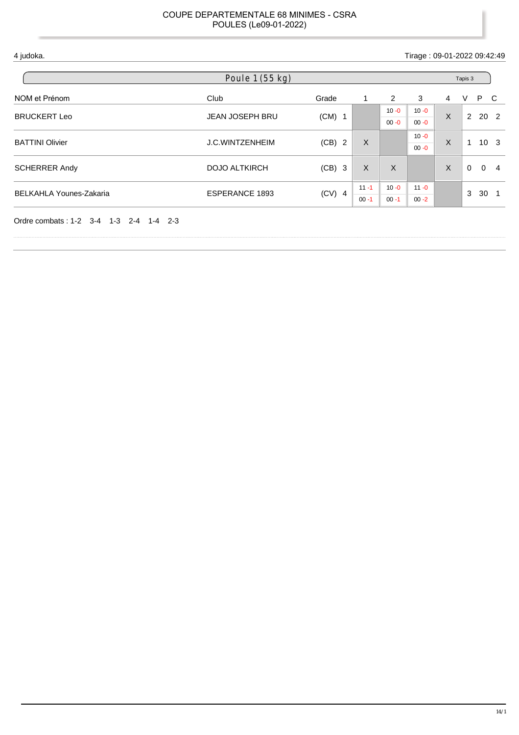COUPE DEPARTEMENTALE 68 MINIMES - CSRA
POULES (Le09-01-2022)

4 judoka.

Tirage : 09-01-2022 09:42:49

## Poule 1 (55 kg)

Tapis 3

| NOM et Prénom | Club | Grade | 1 | 2 | 3 | 4 | V | P | C |
|---|---|---|---|---|---|---|---|---|---|
| BRUCKERT Leo | JEAN JOSEPH BRU | (CM) 1 | | 10 -0 / 00 -0 | 10 -0 / 00 -0 | X | 2 | 20 | 2 |
| BATTINI Olivier | J.C.WINTZENHEIM | (CB) 2 | X | | 10 -0 / 00 -0 | X | 1 | 10 | 3 |
| SCHERRER Andy | DOJO ALTKIRCH | (CB) 3 | X | X | | X | 0 | 0 | 4 |
| BELKAHLA Younes-Zakaria | ESPERANCE 1893 | (CV) 4 | 11 -1 / 00 -1 | 10 -0 / 00 -1 | 11 -0 / 00 -2 | | 3 | 30 | 1 |

Ordre combats : 1-2 3-4 1-3 2-4 1-4 2-3